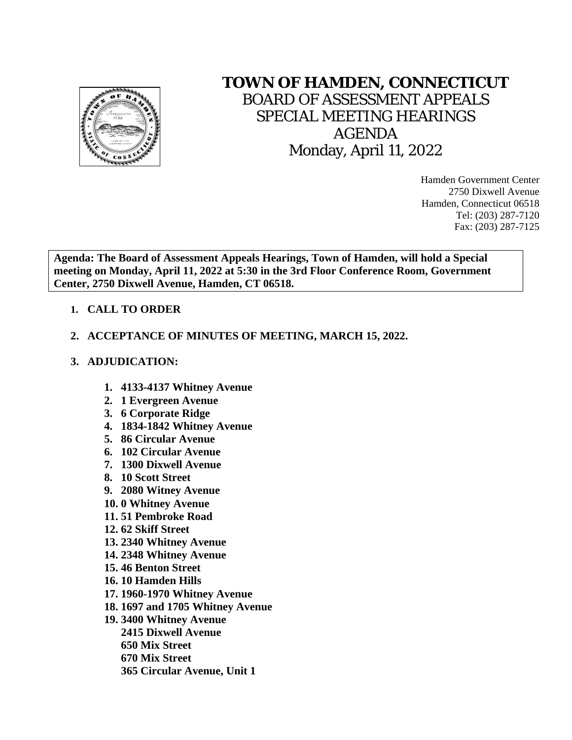# TOWN OF HAMDEN, CONNECTICUT

## BOARD OF ASSESSMENT APPEALS
## SPECIAL MEETING HEARINGS
## AGENDA
## Monday, April 11, 2022

Hamden Government Center
2750 Dixwell Avenue
Hamden, Connecticut 06518
Tel: (203) 287-7120
Fax: (203) 287-7125

**Agenda: The Board of Assessment Appeals Hearings, Town of Hamden, will hold a Special meeting on Monday, April 11, 2022 at 5:30 in the 3rd Floor Conference Room, Government Center, 2750 Dixwell Avenue, Hamden, CT 06518.**

1. **CALL TO ORDER**
2. **ACCEPTANCE OF MINUTES OF MEETING, MARCH 15, 2022.**
3. **ADJUDICATION:**
   1. **4133-4137 Whitney Avenue**
   2. **1 Evergreen Avenue**
   3. **6 Corporate Ridge**
   4. **1834-1842 Whitney Avenue**
   5. **86 Circular Avenue**
   6. **102 Circular Avenue**
   7. **1300 Dixwell Avenue**
   8. **10 Scott Street**
   9. **2080 Witney Avenue**
   10. **0 Whitney Avenue**
   11. **51 Pembroke Road**
   12. **62 Skiff Street**
   13. **2340 Whitney Avenue**
   14. **2348 Whitney Avenue**
   15. **46 Benton Street**
   16. **10 Hamden Hills**
   17. **1960-1970 Whitney Avenue**
   18. **1697 and 1705 Whitney Avenue**
   19. **3400 Whitney Avenue**
       **2415 Dixwell Avenue**
       **650 Mix Street**
       **670 Mix Street**
       **365 Circular Avenue, Unit 1**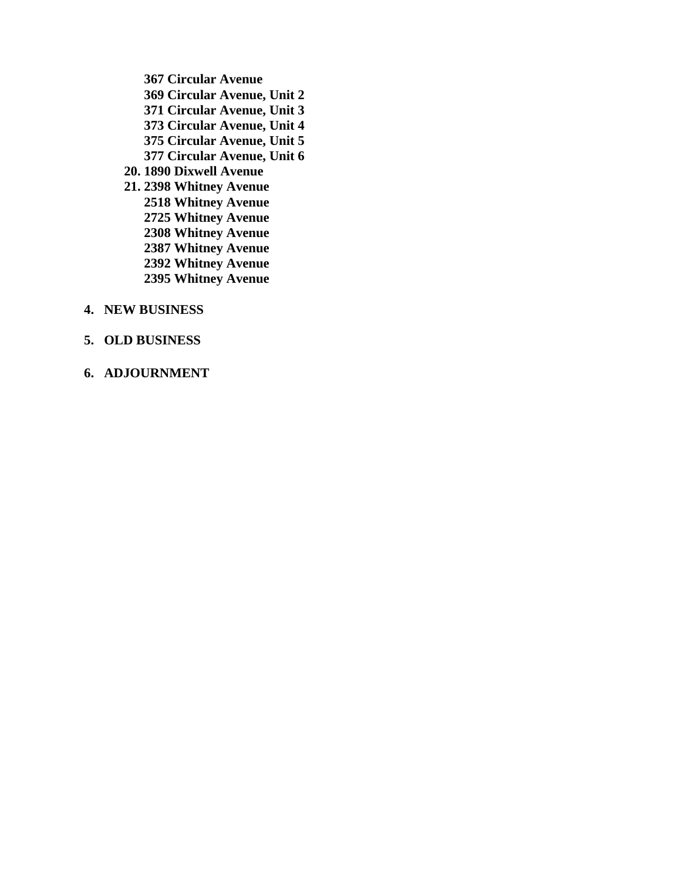**367 Circular Avenue**
**369 Circular Avenue, Unit 2**
**371 Circular Avenue, Unit 3**
**373 Circular Avenue, Unit 4**
**375 Circular Avenue, Unit 5**
**377 Circular Avenue, Unit 6**

20. **1890 Dixwell Avenue**
21. **2398 Whitney Avenue**
    **2518 Whitney Avenue**
    **2725 Whitney Avenue**
    **2308 Whitney Avenue**
    **2387 Whitney Avenue**
    **2392 Whitney Avenue**
    **2395 Whitney Avenue**

4. **NEW BUSINESS**

5. **OLD BUSINESS**

6. **ADJOURNMENT**